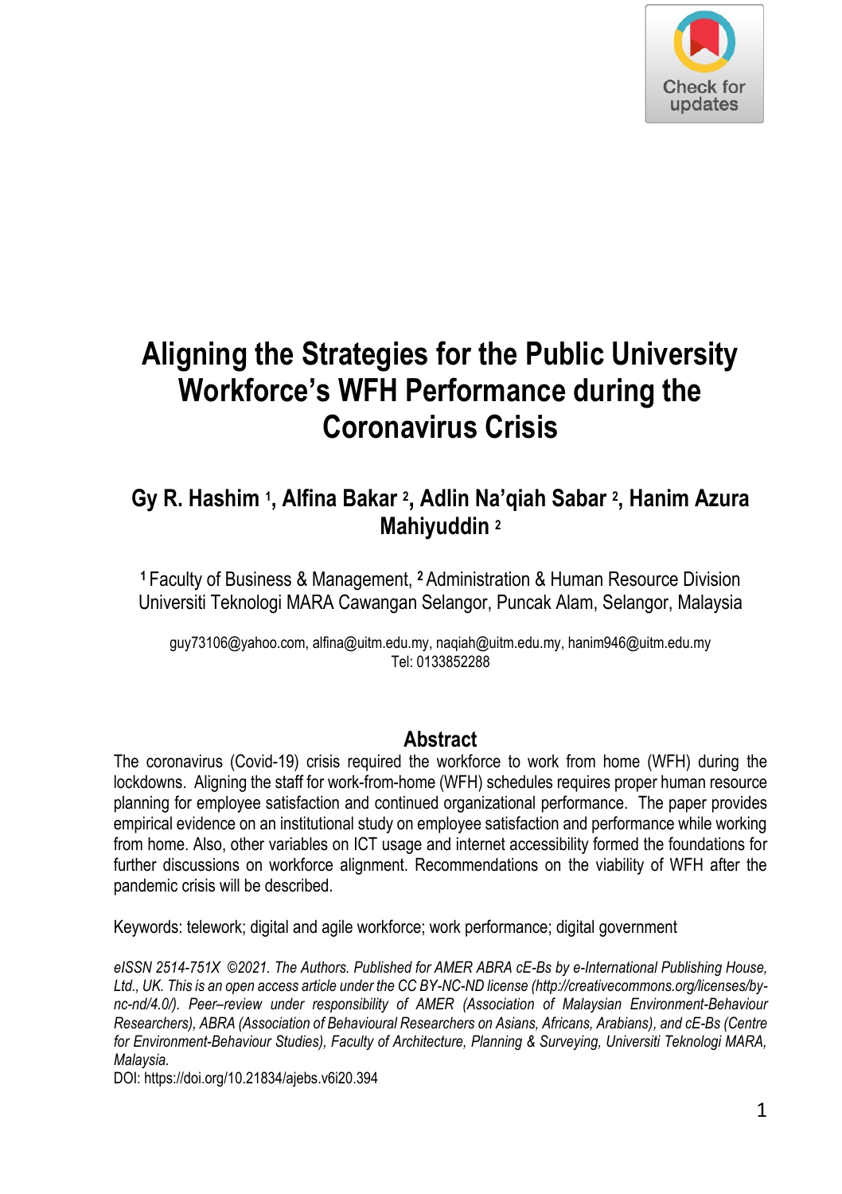# Aligning the Strategies for the Public University Workforce's WFH Performance during the Coronavirus Crisis

**Gy R. Hashim [1], Alfina Bakar [2], Adlin Na'qiah Sabar [2], Hanim Azura Mahiyuddin [2]**

[1] Faculty of Business & Management, [2] Administration & Human Resource Division
Universiti Teknologi MARA Cawangan Selangor, Puncak Alam, Selangor, Malaysia

guy73106@yahoo.com, alfina@uitm.edu.my, naqiah@uitm.edu.my, hanim946@uitm.edu.my
Tel: 0133852288

## Abstract

The coronavirus (Covid-19) crisis required the workforce to work from home (WFH) during the lockdowns. Aligning the staff for work-from-home (WFH) schedules requires proper human resource planning for employee satisfaction and continued organizational performance. The paper provides empirical evidence on an institutional study on employee satisfaction and performance while working from home. Also, other variables on ICT usage and internet accessibility formed the foundations for further discussions on workforce alignment. Recommendations on the viability of WFH after the pandemic crisis will be described.

Keywords: telework; digital and agile workforce; work performance; digital government

*eISSN 2514-751X ©2021. The Authors. Published for AMER ABRA cE-Bs by e-International Publishing House, Ltd., UK. This is an open access article under the CC BY-NC-ND license (http://creativecommons.org/licenses/by-nc-nd/4.0/). Peer–review under responsibility of AMER (Association of Malaysian Environment-Behaviour Researchers), ABRA (Association of Behavioural Researchers on Asians, Africans, Arabians), and cE-Bs (Centre for Environment-Behaviour Studies), Faculty of Architecture, Planning & Surveying, Universiti Teknologi MARA, Malaysia.*
DOI: https://doi.org/10.21834/ajebs.v6i20.394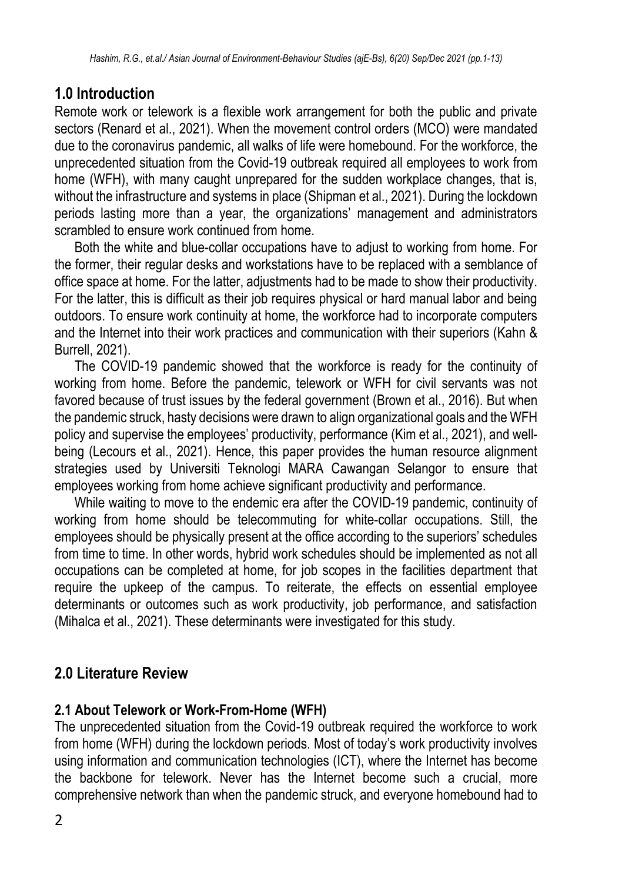## 1.0 Introduction

Remote work or telework is a flexible work arrangement for both the public and private sectors (Renard et al., 2021). When the movement control orders (MCO) were mandated due to the coronavirus pandemic, all walks of life were homebound. For the workforce, the unprecedented situation from the Covid-19 outbreak required all employees to work from home (WFH), with many caught unprepared for the sudden workplace changes, that is, without the infrastructure and systems in place (Shipman et al., 2021). During the lockdown periods lasting more than a year, the organizations' management and administrators scrambled to ensure work continued from home.

Both the white and blue-collar occupations have to adjust to working from home. For the former, their regular desks and workstations have to be replaced with a semblance of office space at home. For the latter, adjustments had to be made to show their productivity. For the latter, this is difficult as their job requires physical or hard manual labor and being outdoors. To ensure work continuity at home, the workforce had to incorporate computers and the Internet into their work practices and communication with their superiors (Kahn & Burrell, 2021).

The COVID-19 pandemic showed that the workforce is ready for the continuity of working from home. Before the pandemic, telework or WFH for civil servants was not favored because of trust issues by the federal government (Brown et al., 2016). But when the pandemic struck, hasty decisions were drawn to align organizational goals and the WFH policy and supervise the employees' productivity, performance (Kim et al., 2021), and well-being (Lecours et al., 2021). Hence, this paper provides the human resource alignment strategies used by Universiti Teknologi MARA Cawangan Selangor to ensure that employees working from home achieve significant productivity and performance.

While waiting to move to the endemic era after the COVID-19 pandemic, continuity of working from home should be telecommuting for white-collar occupations. Still, the employees should be physically present at the office according to the superiors' schedules from time to time. In other words, hybrid work schedules should be implemented as not all occupations can be completed at home, for job scopes in the facilities department that require the upkeep of the campus. To reiterate, the effects on essential employee determinants or outcomes such as work productivity, job performance, and satisfaction (Mihalca et al., 2021). These determinants were investigated for this study.

## 2.0 Literature Review

### 2.1 About Telework or Work-From-Home (WFH)

The unprecedented situation from the Covid-19 outbreak required the workforce to work from home (WFH) during the lockdown periods. Most of today's work productivity involves using information and communication technologies (ICT), where the Internet has become the backbone for telework. Never has the Internet become such a crucial, more comprehensive network than when the pandemic struck, and everyone homebound had to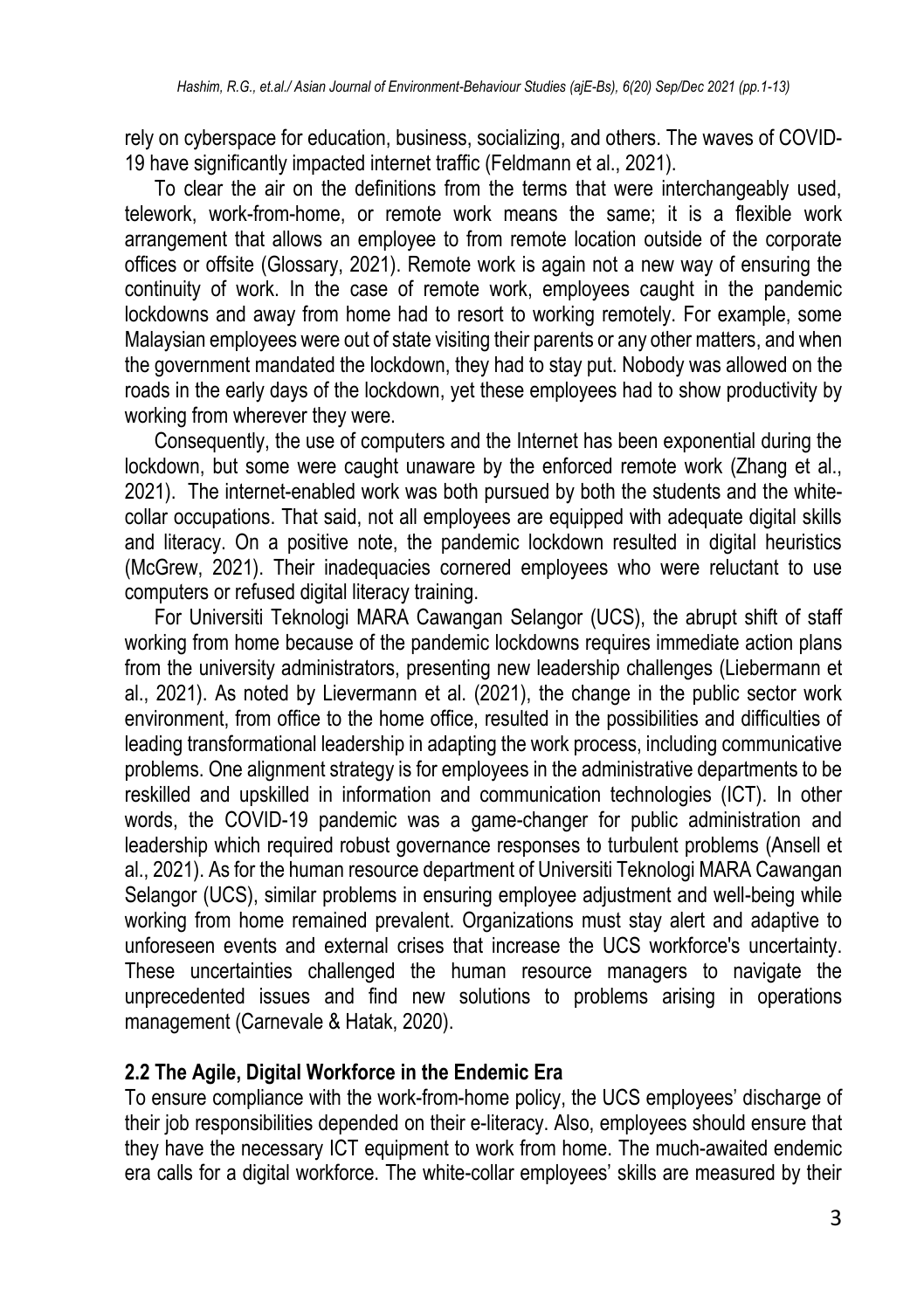rely on cyberspace for education, business, socializing, and others. The waves of COVID-19 have significantly impacted internet traffic (Feldmann et al., 2021).

To clear the air on the definitions from the terms that were interchangeably used, telework, work-from-home, or remote work means the same; it is a flexible work arrangement that allows an employee to from remote location outside of the corporate offices or offsite (Glossary, 2021). Remote work is again not a new way of ensuring the continuity of work. In the case of remote work, employees caught in the pandemic lockdowns and away from home had to resort to working remotely. For example, some Malaysian employees were out of state visiting their parents or any other matters, and when the government mandated the lockdown, they had to stay put. Nobody was allowed on the roads in the early days of the lockdown, yet these employees had to show productivity by working from wherever they were.

Consequently, the use of computers and the Internet has been exponential during the lockdown, but some were caught unaware by the enforced remote work (Zhang et al., 2021). The internet-enabled work was both pursued by both the students and the white-collar occupations. That said, not all employees are equipped with adequate digital skills and literacy. On a positive note, the pandemic lockdown resulted in digital heuristics (McGrew, 2021). Their inadequacies cornered employees who were reluctant to use computers or refused digital literacy training.

For Universiti Teknologi MARA Cawangan Selangor (UCS), the abrupt shift of staff working from home because of the pandemic lockdowns requires immediate action plans from the university administrators, presenting new leadership challenges (Liebermann et al., 2021). As noted by Lievermann et al. (2021), the change in the public sector work environment, from office to the home office, resulted in the possibilities and difficulties of leading transformational leadership in adapting the work process, including communicative problems. One alignment strategy is for employees in the administrative departments to be reskilled and upskilled in information and communication technologies (ICT). In other words, the COVID-19 pandemic was a game-changer for public administration and leadership which required robust governance responses to turbulent problems (Ansell et al., 2021). As for the human resource department of Universiti Teknologi MARA Cawangan Selangor (UCS), similar problems in ensuring employee adjustment and well-being while working from home remained prevalent. Organizations must stay alert and adaptive to unforeseen events and external crises that increase the UCS workforce's uncertainty. These uncertainties challenged the human resource managers to navigate the unprecedented issues and find new solutions to problems arising in operations management (Carnevale & Hatak, 2020).

## 2.2 The Agile, Digital Workforce in the Endemic Era

To ensure compliance with the work-from-home policy, the UCS employees' discharge of their job responsibilities depended on their e-literacy. Also, employees should ensure that they have the necessary ICT equipment to work from home. The much-awaited endemic era calls for a digital workforce. The white-collar employees' skills are measured by their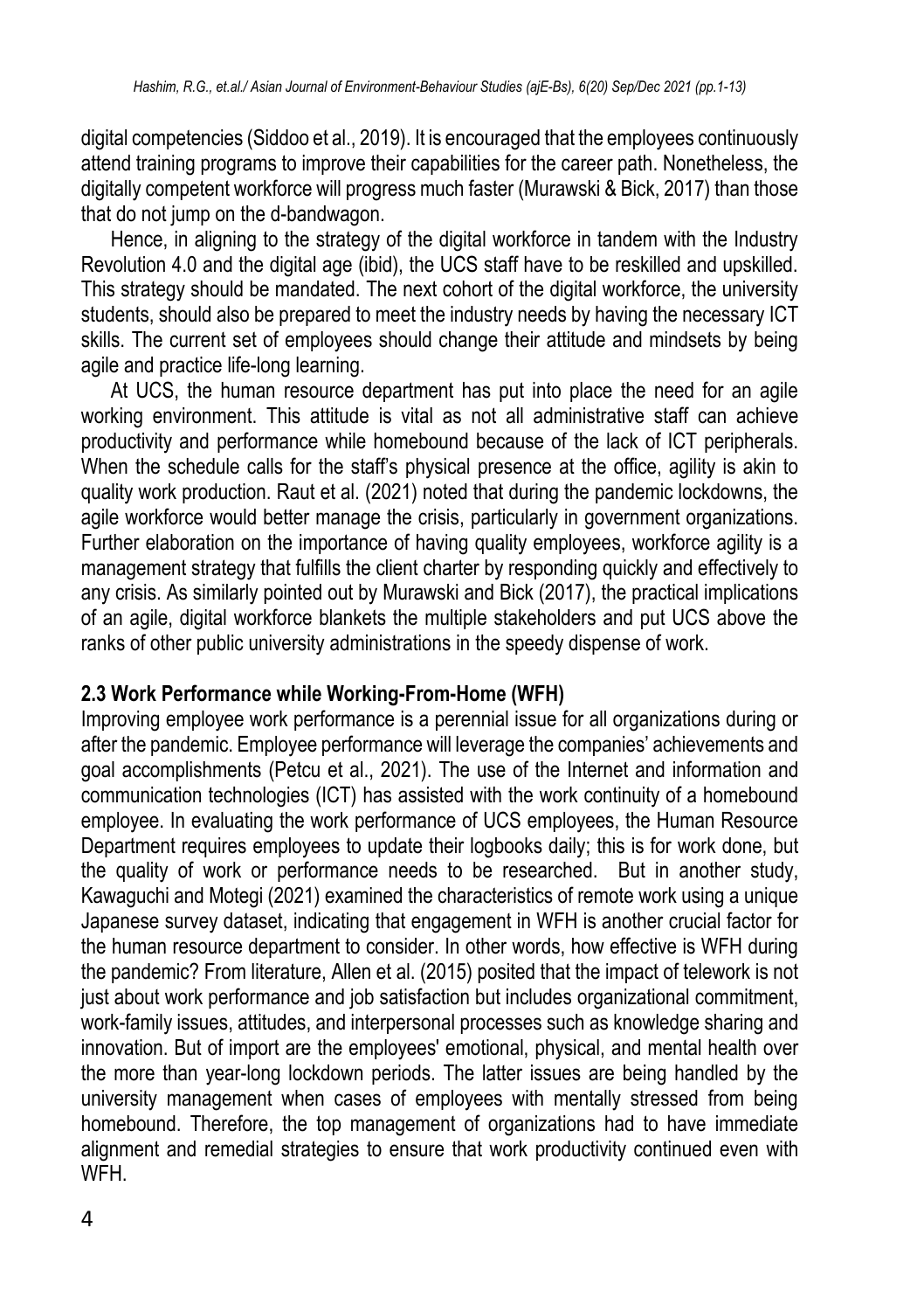digital competencies (Siddoo et al., 2019). It is encouraged that the employees continuously attend training programs to improve their capabilities for the career path. Nonetheless, the digitally competent workforce will progress much faster (Murawski & Bick, 2017) than those that do not jump on the d-bandwagon.

Hence, in aligning to the strategy of the digital workforce in tandem with the Industry Revolution 4.0 and the digital age (ibid), the UCS staff have to be reskilled and upskilled. This strategy should be mandated. The next cohort of the digital workforce, the university students, should also be prepared to meet the industry needs by having the necessary ICT skills. The current set of employees should change their attitude and mindsets by being agile and practice life-long learning.

At UCS, the human resource department has put into place the need for an agile working environment. This attitude is vital as not all administrative staff can achieve productivity and performance while homebound because of the lack of ICT peripherals. When the schedule calls for the staff's physical presence at the office, agility is akin to quality work production. Raut et al. (2021) noted that during the pandemic lockdowns, the agile workforce would better manage the crisis, particularly in government organizations. Further elaboration on the importance of having quality employees, workforce agility is a management strategy that fulfills the client charter by responding quickly and effectively to any crisis. As similarly pointed out by Murawski and Bick (2017), the practical implications of an agile, digital workforce blankets the multiple stakeholders and put UCS above the ranks of other public university administrations in the speedy dispense of work.

### 2.3 Work Performance while Working-From-Home (WFH)

Improving employee work performance is a perennial issue for all organizations during or after the pandemic. Employee performance will leverage the companies' achievements and goal accomplishments (Petcu et al., 2021). The use of the Internet and information and communication technologies (ICT) has assisted with the work continuity of a homebound employee. In evaluating the work performance of UCS employees, the Human Resource Department requires employees to update their logbooks daily; this is for work done, but the quality of work or performance needs to be researched. But in another study, Kawaguchi and Motegi (2021) examined the characteristics of remote work using a unique Japanese survey dataset, indicating that engagement in WFH is another crucial factor for the human resource department to consider. In other words, how effective is WFH during the pandemic? From literature, Allen et al. (2015) posited that the impact of telework is not just about work performance and job satisfaction but includes organizational commitment, work-family issues, attitudes, and interpersonal processes such as knowledge sharing and innovation. But of import are the employees' emotional, physical, and mental health over the more than year-long lockdown periods. The latter issues are being handled by the university management when cases of employees with mentally stressed from being homebound. Therefore, the top management of organizations had to have immediate alignment and remedial strategies to ensure that work productivity continued even with WFH.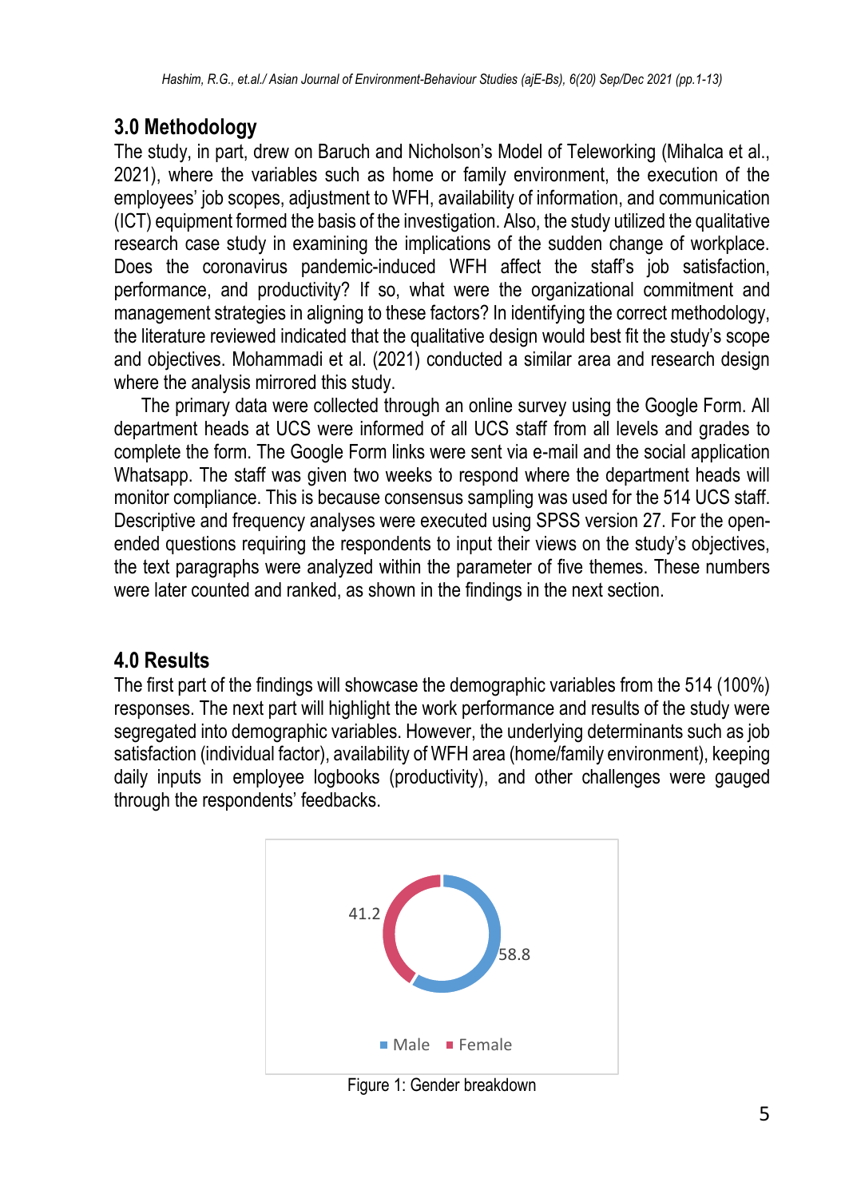## 3.0 Methodology

The study, in part, drew on Baruch and Nicholson's Model of Teleworking (Mihalca et al., 2021), where the variables such as home or family environment, the execution of the employees' job scopes, adjustment to WFH, availability of information, and communication (ICT) equipment formed the basis of the investigation. Also, the study utilized the qualitative research case study in examining the implications of the sudden change of workplace. Does the coronavirus pandemic-induced WFH affect the staff's job satisfaction, performance, and productivity? If so, what were the organizational commitment and management strategies in aligning to these factors? In identifying the correct methodology, the literature reviewed indicated that the qualitative design would best fit the study's scope and objectives. Mohammadi et al. (2021) conducted a similar area and research design where the analysis mirrored this study.

The primary data were collected through an online survey using the Google Form. All department heads at UCS were informed of all UCS staff from all levels and grades to complete the form. The Google Form links were sent via e-mail and the social application Whatsapp. The staff was given two weeks to respond where the department heads will monitor compliance. This is because consensus sampling was used for the 514 UCS staff. Descriptive and frequency analyses were executed using SPSS version 27. For the open-ended questions requiring the respondents to input their views on the study's objectives, the text paragraphs were analyzed within the parameter of five themes. These numbers were later counted and ranked, as shown in the findings in the next section.

## 4.0 Results

The first part of the findings will showcase the demographic variables from the 514 (100%) responses. The next part will highlight the work performance and results of the study were segregated into demographic variables. However, the underlying determinants such as job satisfaction (individual factor), availability of WFH area (home/family environment), keeping daily inputs in employee logbooks (productivity), and other challenges were gauged through the respondents' feedbacks.

41.2

58.8

Male Female

Figure 1: Gender breakdown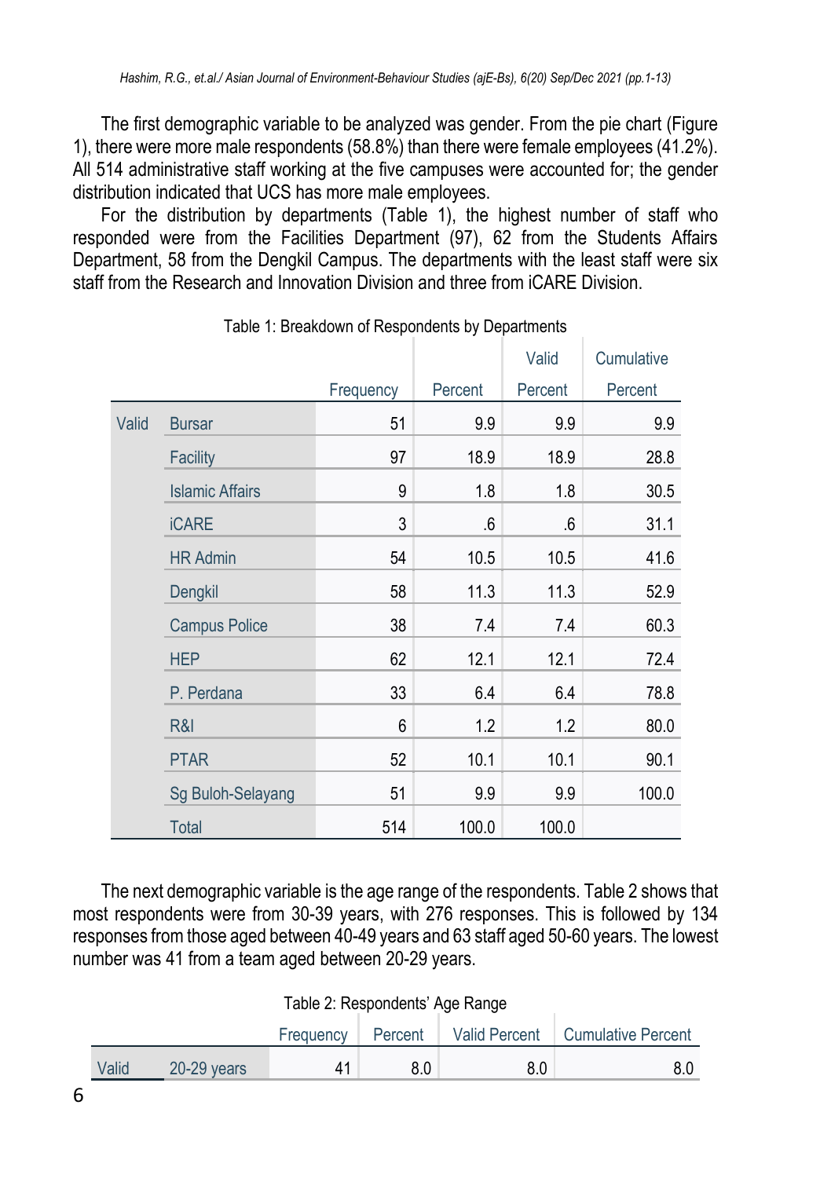The first demographic variable to be analyzed was gender. From the pie chart (Figure 1), there were more male respondents (58.8%) than there were female employees (41.2%). All 514 administrative staff working at the five campuses were accounted for; the gender distribution indicated that UCS has more male employees.

For the distribution by departments (Table 1), the highest number of staff who responded were from the Facilities Department (97), 62 from the Students Affairs Department, 58 from the Dengkil Campus. The departments with the least staff were six staff from the Research and Innovation Division and three from iCARE Division.

Table 1: Breakdown of Respondents by Departments

| | | Frequency | Percent | Valid Percent | Cumulative Percent |
|---|---|---|---|---|---|
| Valid | Bursar | 51 | 9.9 | 9.9 | 9.9 |
| | Facility | 97 | 18.9 | 18.9 | 28.8 |
| | Islamic Affairs | 9 | 1.8 | 1.8 | 30.5 |
| | iCARE | 3 | .6 | .6 | 31.1 |
| | HR Admin | 54 | 10.5 | 10.5 | 41.6 |
| | Dengkil | 58 | 11.3 | 11.3 | 52.9 |
| | Campus Police | 38 | 7.4 | 7.4 | 60.3 |
| | HEP | 62 | 12.1 | 12.1 | 72.4 |
| | P. Perdana | 33 | 6.4 | 6.4 | 78.8 |
| | R&I | 6 | 1.2 | 1.2 | 80.0 |
| | PTAR | 52 | 10.1 | 10.1 | 90.1 |
| | Sg Buloh-Selayang | 51 | 9.9 | 9.9 | 100.0 |
| | Total | 514 | 100.0 | 100.0 | |

The next demographic variable is the age range of the respondents. Table 2 shows that most respondents were from 30-39 years, with 276 responses. This is followed by 134 responses from those aged between 40-49 years and 63 staff aged 50-60 years. The lowest number was 41 from a team aged between 20-29 years.

Table 2: Respondents' Age Range

| | | Frequency | Percent | Valid Percent | Cumulative Percent |
|---|---|---|---|---|---|
| Valid | 20-29 years | 41 | 8.0 | 8.0 | 8.0 |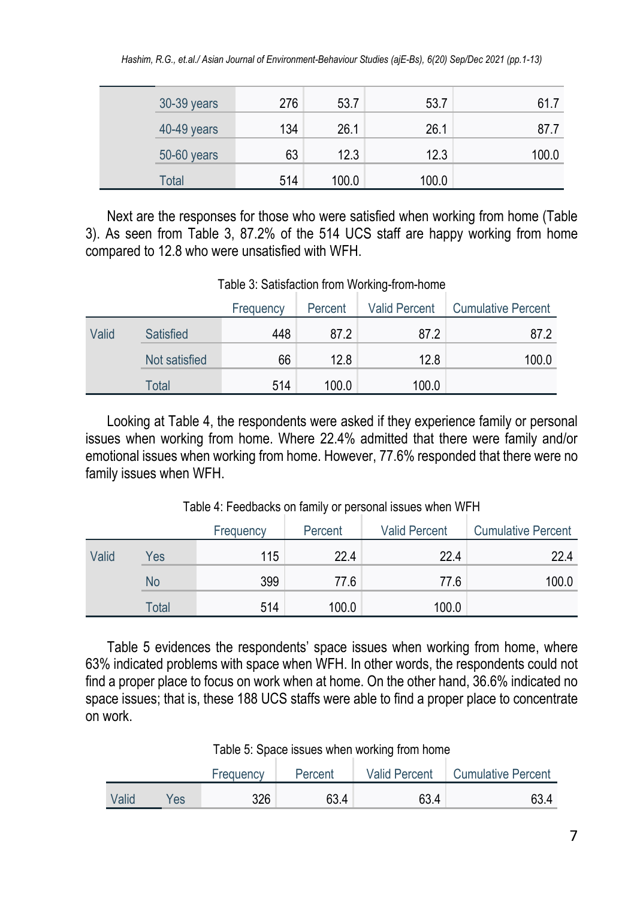| | | Frequency | Percent | Valid Percent | Cumulative Percent |
|---|---|---|---|---|---|
| | 30-39 years | 276 | 53.7 | 53.7 | 61.7 |
| | 40-49 years | 134 | 26.1 | 26.1 | 87.7 |
| | 50-60 years | 63 | 12.3 | 12.3 | 100.0 |
| | Total | 514 | 100.0 | 100.0 | |

Next are the responses for those who were satisfied when working from home (Table 3). As seen from Table 3, 87.2% of the 514 UCS staff are happy working from home compared to 12.8 who were unsatisfied with WFH.

Table 3: Satisfaction from Working-from-home

| | | Frequency | Percent | Valid Percent | Cumulative Percent |
|---|---|---|---|---|---|
| Valid | Satisfied | 448 | 87.2 | 87.2 | 87.2 |
| | Not satisfied | 66 | 12.8 | 12.8 | 100.0 |
| | Total | 514 | 100.0 | 100.0 | |

Looking at Table 4, the respondents were asked if they experience family or personal issues when working from home. Where 22.4% admitted that there were family and/or emotional issues when working from home. However, 77.6% responded that there were no family issues when WFH.

Table 4: Feedbacks on family or personal issues when WFH

| | | Frequency | Percent | Valid Percent | Cumulative Percent |
|---|---|---|---|---|---|
| Valid | Yes | 115 | 22.4 | 22.4 | 22.4 |
| | No | 399 | 77.6 | 77.6 | 100.0 |
| | Total | 514 | 100.0 | 100.0 | |

Table 5 evidences the respondents' space issues when working from home, where 63% indicated problems with space when WFH. In other words, the respondents could not find a proper place to focus on work when at home. On the other hand, 36.6% indicated no space issues; that is, these 188 UCS staffs were able to find a proper place to concentrate on work.

Table 5: Space issues when working from home

| | | Frequency | Percent | Valid Percent | Cumulative Percent |
|---|---|---|---|---|---|
| Valid | Yes | 326 | 63.4 | 63.4 | 63.4 |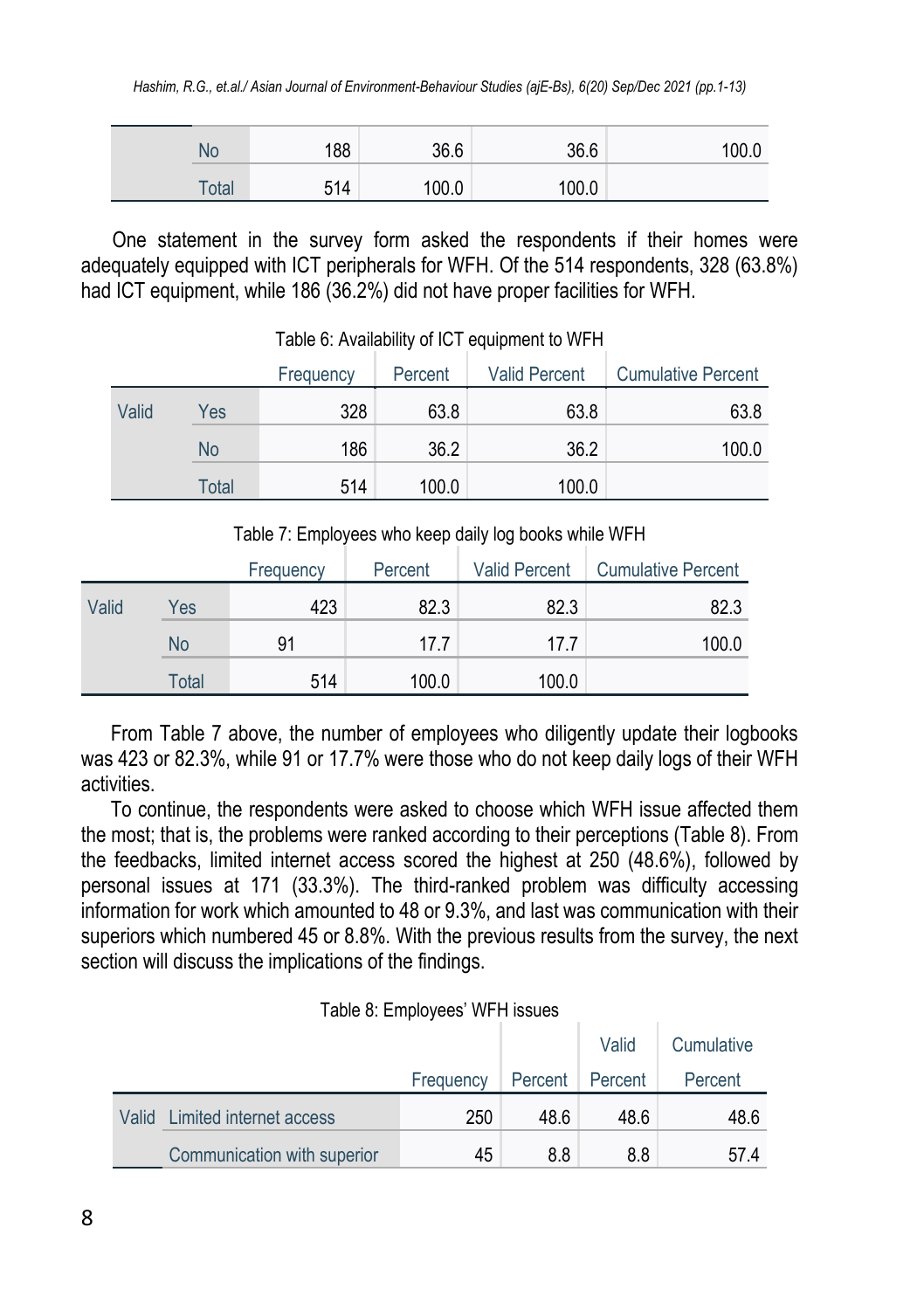| | | Frequency | Percent | Valid Percent | Cumulative Percent |
|---|---|---|---|---|---|
| | No | 188 | 36.6 | 36.6 | 100.0 |
| | Total | 514 | 100.0 | 100.0 | |

One statement in the survey form asked the respondents if their homes were adequately equipped with ICT peripherals for WFH. Of the 514 respondents, 328 (63.8%) had ICT equipment, while 186 (36.2%) did not have proper facilities for WFH.

Table 6: Availability of ICT equipment to WFH

| | | Frequency | Percent | Valid Percent | Cumulative Percent |
|---|---|---|---|---|---|
| Valid | Yes | 328 | 63.8 | 63.8 | 63.8 |
| | No | 186 | 36.2 | 36.2 | 100.0 |
| | Total | 514 | 100.0 | 100.0 | |

Table 7: Employees who keep daily log books while WFH

| | | Frequency | Percent | Valid Percent | Cumulative Percent |
|---|---|---|---|---|---|
| Valid | Yes | 423 | 82.3 | 82.3 | 82.3 |
| | No | 91 | 17.7 | 17.7 | 100.0 |
| | Total | 514 | 100.0 | 100.0 | |

From Table 7 above, the number of employees who diligently update their logbooks was 423 or 82.3%, while 91 or 17.7% were those who do not keep daily logs of their WFH activities.

To continue, the respondents were asked to choose which WFH issue affected them the most; that is, the problems were ranked according to their perceptions (Table 8). From the feedbacks, limited internet access scored the highest at 250 (48.6%), followed by personal issues at 171 (33.3%). The third-ranked problem was difficulty accessing information for work which amounted to 48 or 9.3%, and last was communication with their superiors which numbered 45 or 8.8%. With the previous results from the survey, the next section will discuss the implications of the findings.

Table 8: Employees' WFH issues

| | | Frequency | Percent | Valid Percent | Cumulative Percent |
|---|---|---|---|---|---|
| Valid | Limited internet access | 250 | 48.6 | 48.6 | 48.6 |
| | Communication with superior | 45 | 8.8 | 8.8 | 57.4 |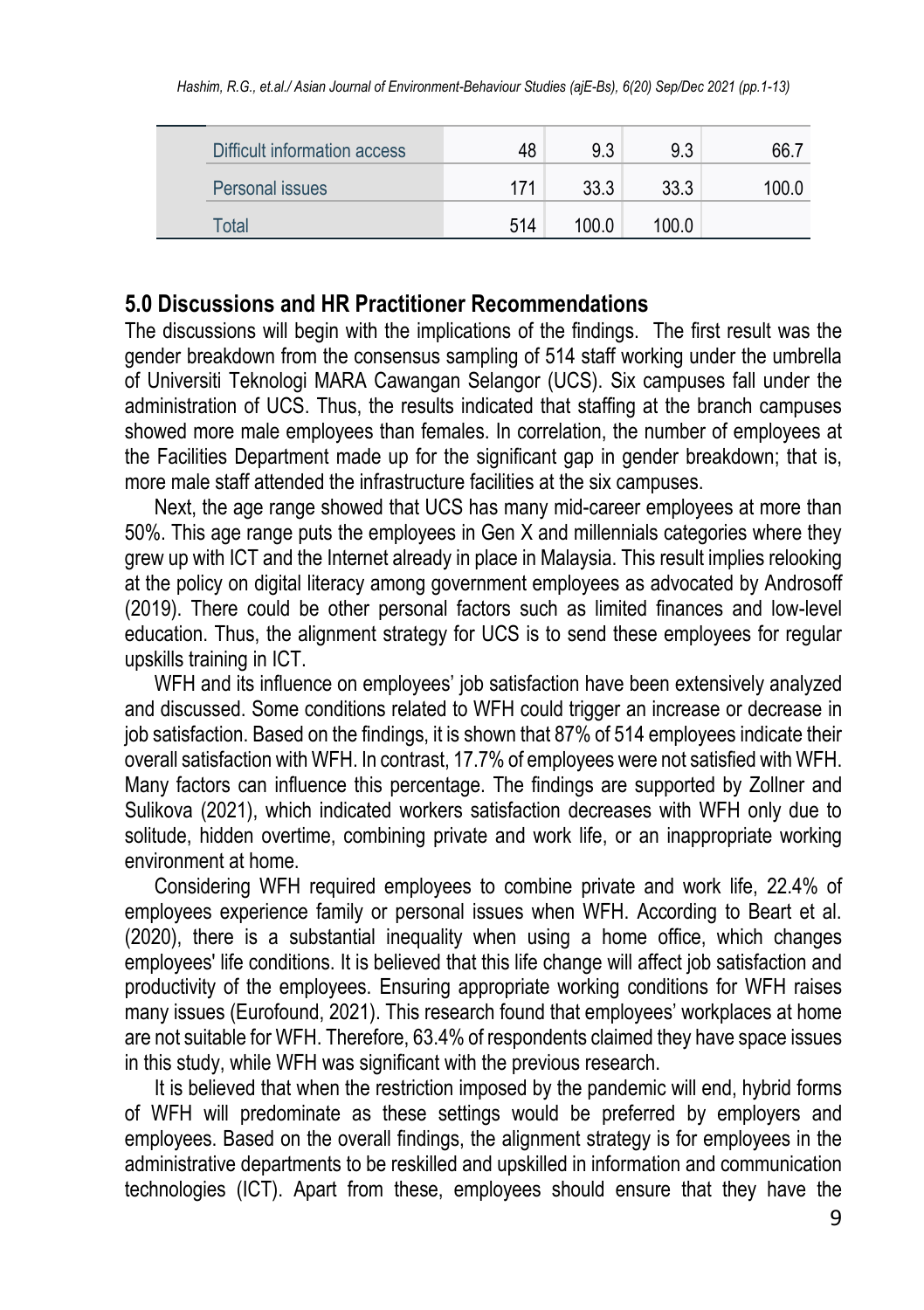| | | | | |
|---|---|---|---|---|
| Difficult information access | 48 | 9.3 | 9.3 | 66.7 |
| Personal issues | 171 | 33.3 | 33.3 | 100.0 |
| Total | 514 | 100.0 | 100.0 | |

## 5.0 Discussions and HR Practitioner Recommendations

The discussions will begin with the implications of the findings. The first result was the gender breakdown from the consensus sampling of 514 staff working under the umbrella of Universiti Teknologi MARA Cawangan Selangor (UCS). Six campuses fall under the administration of UCS. Thus, the results indicated that staffing at the branch campuses showed more male employees than females. In correlation, the number of employees at the Facilities Department made up for the significant gap in gender breakdown; that is, more male staff attended the infrastructure facilities at the six campuses.

Next, the age range showed that UCS has many mid-career employees at more than 50%. This age range puts the employees in Gen X and millennials categories where they grew up with ICT and the Internet already in place in Malaysia. This result implies relooking at the policy on digital literacy among government employees as advocated by Androsoff (2019). There could be other personal factors such as limited finances and low-level education. Thus, the alignment strategy for UCS is to send these employees for regular upskills training in ICT.

WFH and its influence on employees' job satisfaction have been extensively analyzed and discussed. Some conditions related to WFH could trigger an increase or decrease in job satisfaction. Based on the findings, it is shown that 87% of 514 employees indicate their overall satisfaction with WFH. In contrast, 17.7% of employees were not satisfied with WFH. Many factors can influence this percentage. The findings are supported by Zollner and Sulikova (2021), which indicated workers satisfaction decreases with WFH only due to solitude, hidden overtime, combining private and work life, or an inappropriate working environment at home.

Considering WFH required employees to combine private and work life, 22.4% of employees experience family or personal issues when WFH. According to Beart et al. (2020), there is a substantial inequality when using a home office, which changes employees' life conditions. It is believed that this life change will affect job satisfaction and productivity of the employees. Ensuring appropriate working conditions for WFH raises many issues (Eurofound, 2021). This research found that employees' workplaces at home are not suitable for WFH. Therefore, 63.4% of respondents claimed they have space issues in this study, while WFH was significant with the previous research.

It is believed that when the restriction imposed by the pandemic will end, hybrid forms of WFH will predominate as these settings would be preferred by employers and employees. Based on the overall findings, the alignment strategy is for employees in the administrative departments to be reskilled and upskilled in information and communication technologies (ICT). Apart from these, employees should ensure that they have the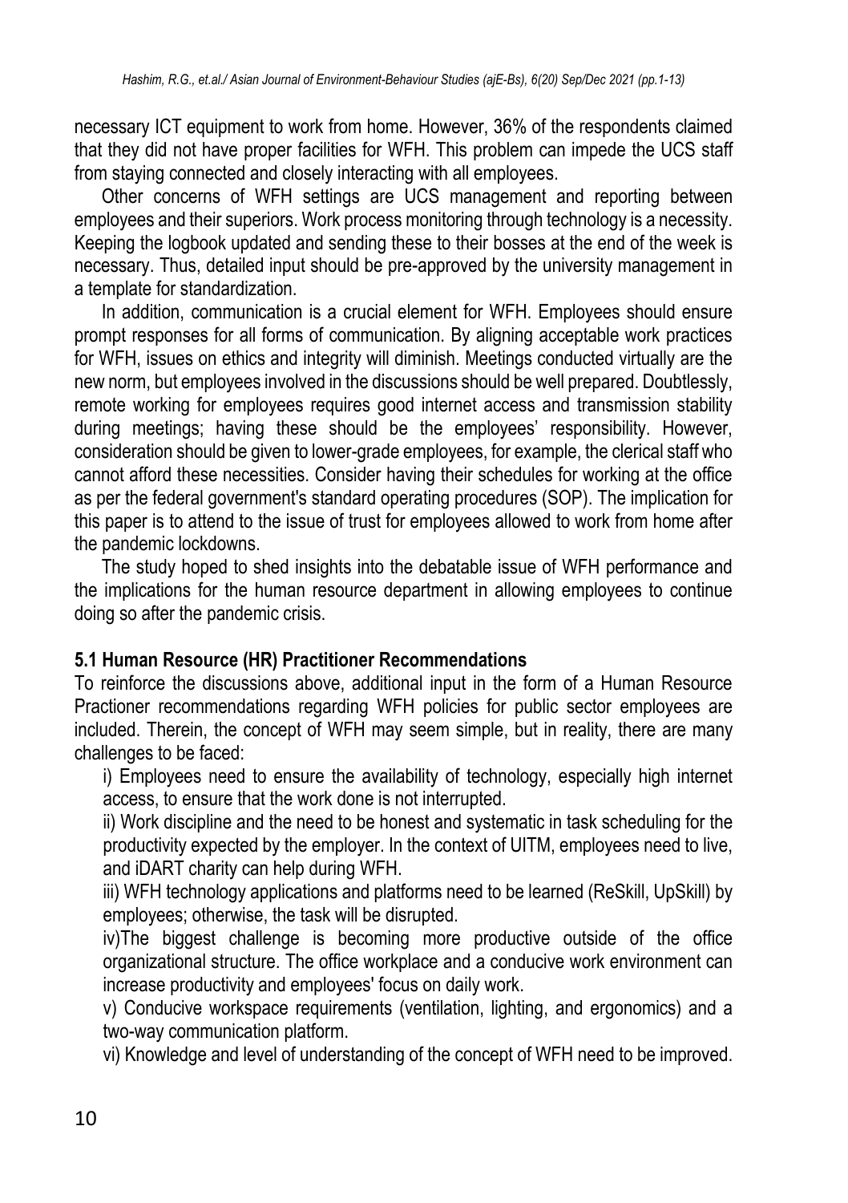necessary ICT equipment to work from home. However, 36% of the respondents claimed that they did not have proper facilities for WFH. This problem can impede the UCS staff from staying connected and closely interacting with all employees.

Other concerns of WFH settings are UCS management and reporting between employees and their superiors. Work process monitoring through technology is a necessity. Keeping the logbook updated and sending these to their bosses at the end of the week is necessary. Thus, detailed input should be pre-approved by the university management in a template for standardization.

In addition, communication is a crucial element for WFH. Employees should ensure prompt responses for all forms of communication. By aligning acceptable work practices for WFH, issues on ethics and integrity will diminish. Meetings conducted virtually are the new norm, but employees involved in the discussions should be well prepared. Doubtlessly, remote working for employees requires good internet access and transmission stability during meetings; having these should be the employees' responsibility. However, consideration should be given to lower-grade employees, for example, the clerical staff who cannot afford these necessities. Consider having their schedules for working at the office as per the federal government's standard operating procedures (SOP). The implication for this paper is to attend to the issue of trust for employees allowed to work from home after the pandemic lockdowns.

The study hoped to shed insights into the debatable issue of WFH performance and the implications for the human resource department in allowing employees to continue doing so after the pandemic crisis.

### 5.1 Human Resource (HR) Practitioner Recommendations

To reinforce the discussions above, additional input in the form of a Human Resource Practioner recommendations regarding WFH policies for public sector employees are included. Therein, the concept of WFH may seem simple, but in reality, there are many challenges to be faced:

i) Employees need to ensure the availability of technology, especially high internet access, to ensure that the work done is not interrupted.

ii) Work discipline and the need to be honest and systematic in task scheduling for the productivity expected by the employer. In the context of UITM, employees need to live, and iDART charity can help during WFH.

iii) WFH technology applications and platforms need to be learned (ReSkill, UpSkill) by employees; otherwise, the task will be disrupted.

iv)The biggest challenge is becoming more productive outside of the office organizational structure. The office workplace and a conducive work environment can increase productivity and employees' focus on daily work.

v) Conducive workspace requirements (ventilation, lighting, and ergonomics) and a two-way communication platform.

vi) Knowledge and level of understanding of the concept of WFH need to be improved.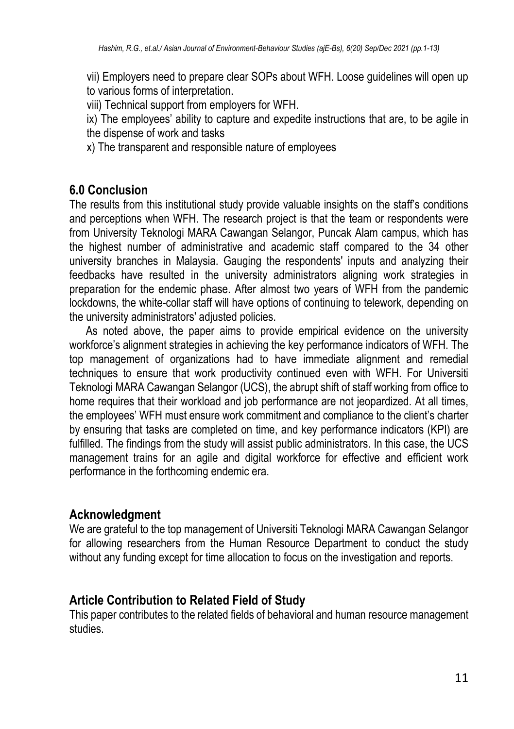vii) Employers need to prepare clear SOPs about WFH. Loose guidelines will open up to various forms of interpretation.

viii) Technical support from employers for WFH.

ix) The employees' ability to capture and expedite instructions that are, to be agile in the dispense of work and tasks

x) The transparent and responsible nature of employees

## 6.0 Conclusion

The results from this institutional study provide valuable insights on the staff's conditions and perceptions when WFH. The research project is that the team or respondents were from University Teknologi MARA Cawangan Selangor, Puncak Alam campus, which has the highest number of administrative and academic staff compared to the 34 other university branches in Malaysia. Gauging the respondents' inputs and analyzing their feedbacks have resulted in the university administrators aligning work strategies in preparation for the endemic phase. After almost two years of WFH from the pandemic lockdowns, the white-collar staff will have options of continuing to telework, depending on the university administrators' adjusted policies.

As noted above, the paper aims to provide empirical evidence on the university workforce's alignment strategies in achieving the key performance indicators of WFH. The top management of organizations had to have immediate alignment and remedial techniques to ensure that work productivity continued even with WFH. For Universiti Teknologi MARA Cawangan Selangor (UCS), the abrupt shift of staff working from office to home requires that their workload and job performance are not jeopardized. At all times, the employees' WFH must ensure work commitment and compliance to the client's charter by ensuring that tasks are completed on time, and key performance indicators (KPI) are fulfilled. The findings from the study will assist public administrators. In this case, the UCS management trains for an agile and digital workforce for effective and efficient work performance in the forthcoming endemic era.

## Acknowledgment

We are grateful to the top management of Universiti Teknologi MARA Cawangan Selangor for allowing researchers from the Human Resource Department to conduct the study without any funding except for time allocation to focus on the investigation and reports.

## Article Contribution to Related Field of Study

This paper contributes to the related fields of behavioral and human resource management studies.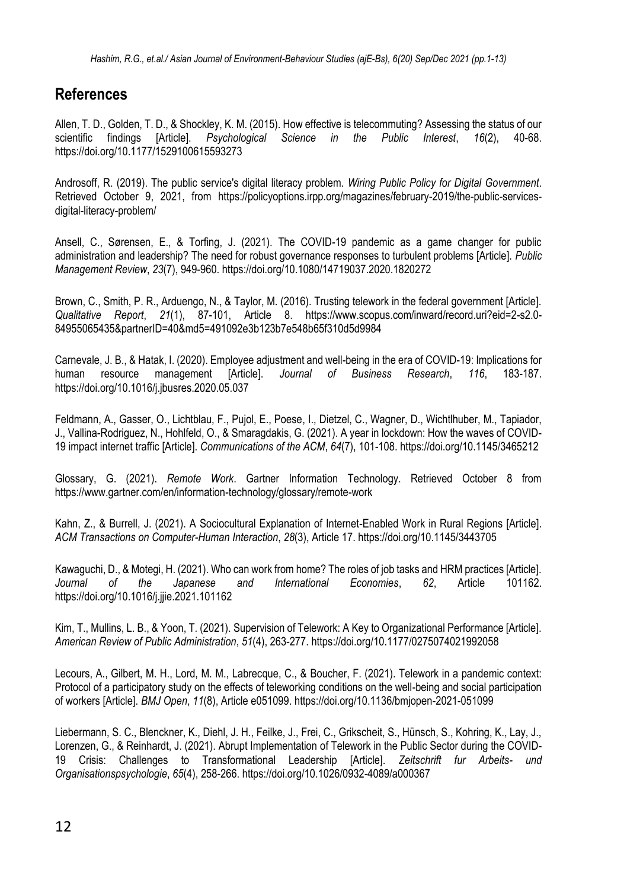## References

Allen, T. D., Golden, T. D., & Shockley, K. M. (2015). How effective is telecommuting? Assessing the status of our scientific findings [Article]. *Psychological Science in the Public Interest*, *16*(2), 40-68. https://doi.org/10.1177/1529100615593273

Androsoff, R. (2019). The public service's digital literacy problem. *Wiring Public Policy for Digital Government*. Retrieved October 9, 2021, from https://policyoptions.irpp.org/magazines/february-2019/the-public-services-digital-literacy-problem/

Ansell, C., Sørensen, E., & Torfing, J. (2021). The COVID-19 pandemic as a game changer for public administration and leadership? The need for robust governance responses to turbulent problems [Article]. *Public Management Review*, *23*(7), 949-960. https://doi.org/10.1080/14719037.2020.1820272

Brown, C., Smith, P. R., Arduengo, N., & Taylor, M. (2016). Trusting telework in the federal government [Article]. *Qualitative Report*, *21*(1), 87-101, Article 8. https://www.scopus.com/inward/record.uri?eid=2-s2.0-84955065435&partnerID=40&md5=491092e3b123b7e548b65f310d5d9984

Carnevale, J. B., & Hatak, I. (2020). Employee adjustment and well-being in the era of COVID-19: Implications for human resource management [Article]. *Journal of Business Research*, *116*, 183-187. https://doi.org/10.1016/j.jbusres.2020.05.037

Feldmann, A., Gasser, O., Lichtblau, F., Pujol, E., Poese, I., Dietzel, C., Wagner, D., Wichtlhuber, M., Tapiador, J., Vallina-Rodriguez, N., Hohlfeld, O., & Smaragdakis, G. (2021). A year in lockdown: How the waves of COVID-19 impact internet traffic [Article]. *Communications of the ACM*, *64*(7), 101-108. https://doi.org/10.1145/3465212

Glossary, G. (2021). *Remote Work*. Gartner Information Technology. Retrieved October 8 from https://www.gartner.com/en/information-technology/glossary/remote-work

Kahn, Z., & Burrell, J. (2021). A Sociocultural Explanation of Internet-Enabled Work in Rural Regions [Article]. *ACM Transactions on Computer-Human Interaction*, *28*(3), Article 17. https://doi.org/10.1145/3443705

Kawaguchi, D., & Motegi, H. (2021). Who can work from home? The roles of job tasks and HRM practices [Article]. *Journal of the Japanese and International Economies*, *62*, Article 101162. https://doi.org/10.1016/j.jjie.2021.101162

Kim, T., Mullins, L. B., & Yoon, T. (2021). Supervision of Telework: A Key to Organizational Performance [Article]. *American Review of Public Administration*, *51*(4), 263-277. https://doi.org/10.1177/0275074021992058

Lecours, A., Gilbert, M. H., Lord, M. M., Labrecque, C., & Boucher, F. (2021). Telework in a pandemic context: Protocol of a participatory study on the effects of teleworking conditions on the well-being and social participation of workers [Article]. *BMJ Open*, *11*(8), Article e051099. https://doi.org/10.1136/bmjopen-2021-051099

Liebermann, S. C., Blenckner, K., Diehl, J. H., Feilke, J., Frei, C., Grikscheit, S., Hünsch, S., Kohring, K., Lay, J., Lorenzen, G., & Reinhardt, J. (2021). Abrupt Implementation of Telework in the Public Sector during the COVID-19 Crisis: Challenges to Transformational Leadership [Article]. *Zeitschrift fur Arbeits- und Organisationspsychologie*, *65*(4), 258-266. https://doi.org/10.1026/0932-4089/a000367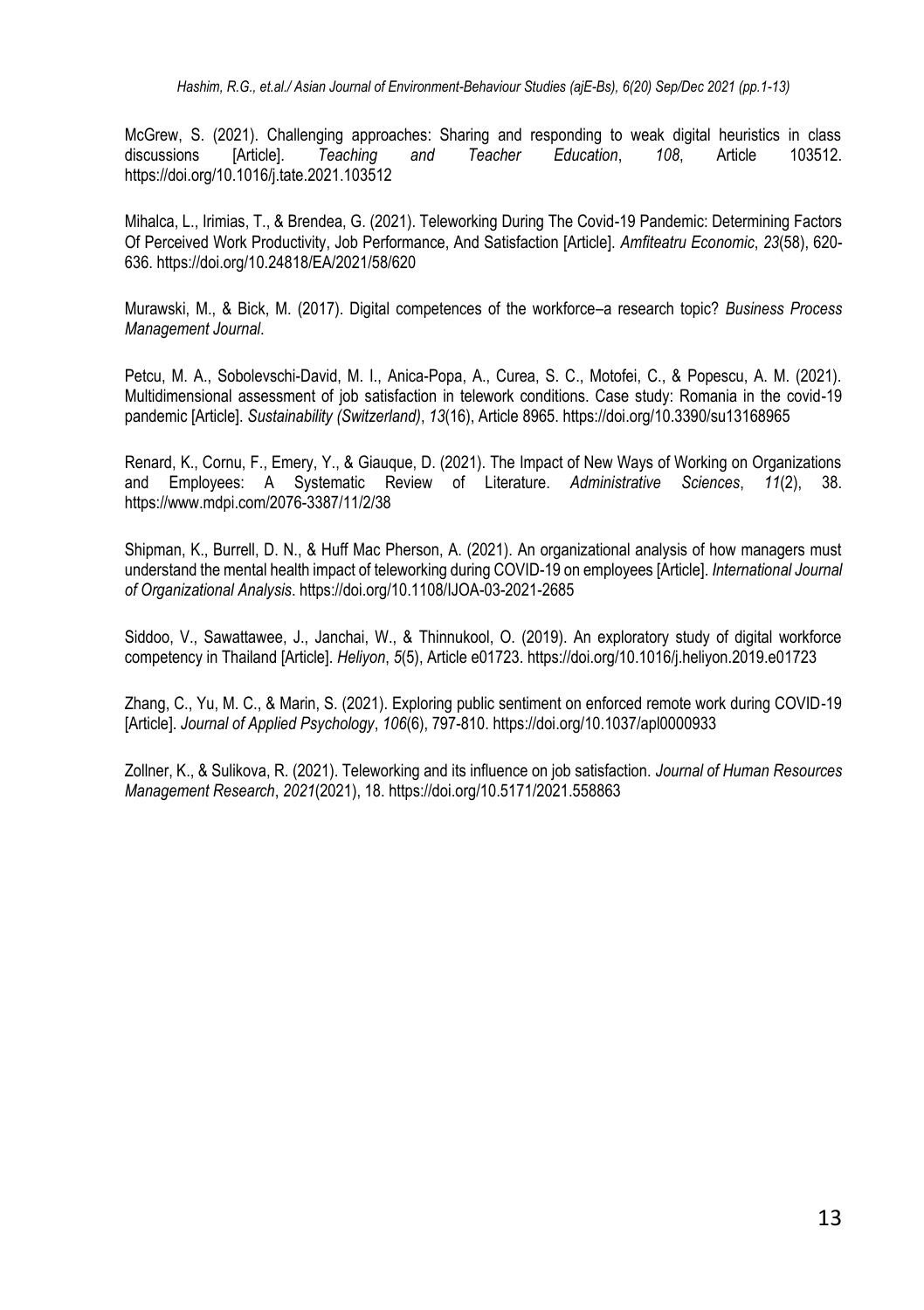McGrew, S. (2021). Challenging approaches: Sharing and responding to weak digital heuristics in class discussions [Article]. *Teaching and Teacher Education*, *108*, Article 103512. https://doi.org/10.1016/j.tate.2021.103512

Mihalca, L., Irimias, T., & Brendea, G. (2021). Teleworking During The Covid-19 Pandemic: Determining Factors Of Perceived Work Productivity, Job Performance, And Satisfaction [Article]. *Amfiteatru Economic*, *23*(58), 620-636. https://doi.org/10.24818/EA/2021/58/620

Murawski, M., & Bick, M. (2017). Digital competences of the workforce–a research topic? *Business Process Management Journal*.

Petcu, M. A., Sobolevschi-David, M. I., Anica-Popa, A., Curea, S. C., Motofei, C., & Popescu, A. M. (2021). Multidimensional assessment of job satisfaction in telework conditions. Case study: Romania in the covid-19 pandemic [Article]. *Sustainability (Switzerland)*, *13*(16), Article 8965. https://doi.org/10.3390/su13168965

Renard, K., Cornu, F., Emery, Y., & Giauque, D. (2021). The Impact of New Ways of Working on Organizations and Employees: A Systematic Review of Literature. *Administrative Sciences*, *11*(2), 38. https://www.mdpi.com/2076-3387/11/2/38

Shipman, K., Burrell, D. N., & Huff Mac Pherson, A. (2021). An organizational analysis of how managers must understand the mental health impact of teleworking during COVID-19 on employees [Article]. *International Journal of Organizational Analysis*. https://doi.org/10.1108/IJOA-03-2021-2685

Siddoo, V., Sawattawee, J., Janchai, W., & Thinnukool, O. (2019). An exploratory study of digital workforce competency in Thailand [Article]. *Heliyon*, *5*(5), Article e01723. https://doi.org/10.1016/j.heliyon.2019.e01723

Zhang, C., Yu, M. C., & Marin, S. (2021). Exploring public sentiment on enforced remote work during COVID-19 [Article]. *Journal of Applied Psychology*, *106*(6), 797-810. https://doi.org/10.1037/apl0000933

Zollner, K., & Sulikova, R. (2021). Teleworking and its influence on job satisfaction. *Journal of Human Resources Management Research*, *2021*(2021), 18. https://doi.org/10.5171/2021.558863